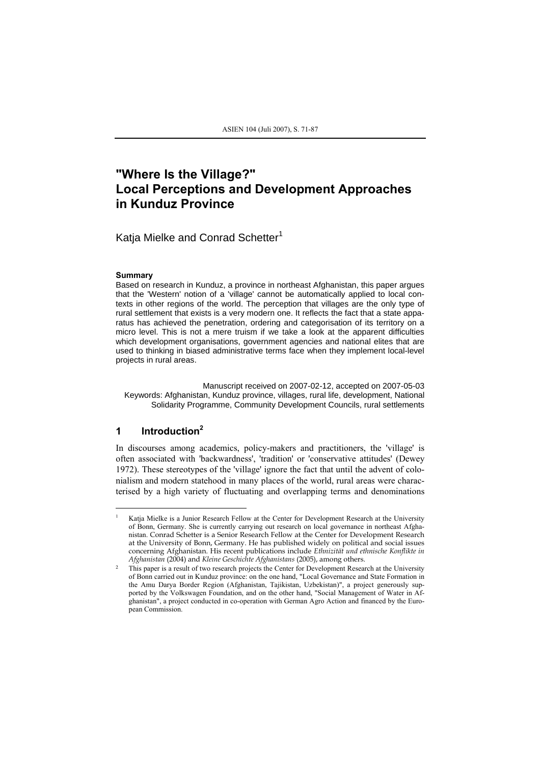# "Where Is the Village?" Local Perceptions and Development Approaches in Kunduz Province

Katja Mielke and Conrad Schetter[1]

**Summary**

Based on research in Kunduz, a province in northeast Afghanistan, this paper argues that the 'Western' notion of a 'village' cannot be automatically applied to local contexts in other regions of the world. The perception that villages are the only type of rural settlement that exists is a very modern one. It reflects the fact that a state apparatus has achieved the penetration, ordering and categorisation of its territory on a micro level. This is not a mere truism if we take a look at the apparent difficulties which development organisations, government agencies and national elites that are used to thinking in biased administrative terms face when they implement local-level projects in rural areas.

Manuscript received on 2007-02-12, accepted on 2007-05-03

Keywords: Afghanistan, Kunduz province, villages, rural life, development, National Solidarity Programme, Community Development Councils, rural settlements

## 1 Introduction[2]

In discourses among academics, policy-makers and practitioners, the 'village' is often associated with 'backwardness', 'tradition' or 'conservative attitudes' (Dewey 1972). These stereotypes of the 'village' ignore the fact that until the advent of colonialism and modern statehood in many places of the world, rural areas were characterised by a high variety of fluctuating and overlapping terms and denominations

---

[1] Katja Mielke is a Junior Research Fellow at the Center for Development Research at the University of Bonn, Germany. She is currently carrying out research on local governance in northeast Afghanistan. Conrad Schetter is a Senior Research Fellow at the Center for Development Research at the University of Bonn, Germany. He has published widely on political and social issues concerning Afghanistan. His recent publications include *Ethnizität und ethnische Konflikte in Afghanistan* (2004) and *Kleine Geschichte Afghanistans* (2005), among others.

[2] This paper is a result of two research projects the Center for Development Research at the University of Bonn carried out in Kunduz province: on the one hand, "Local Governance and State Formation in the Amu Darya Border Region (Afghanistan, Tajikistan, Uzbekistan)", a project generously supported by the Volkswagen Foundation, and on the other hand, "Social Management of Water in Afghanistan", a project conducted in co-operation with German Agro Action and financed by the European Commission.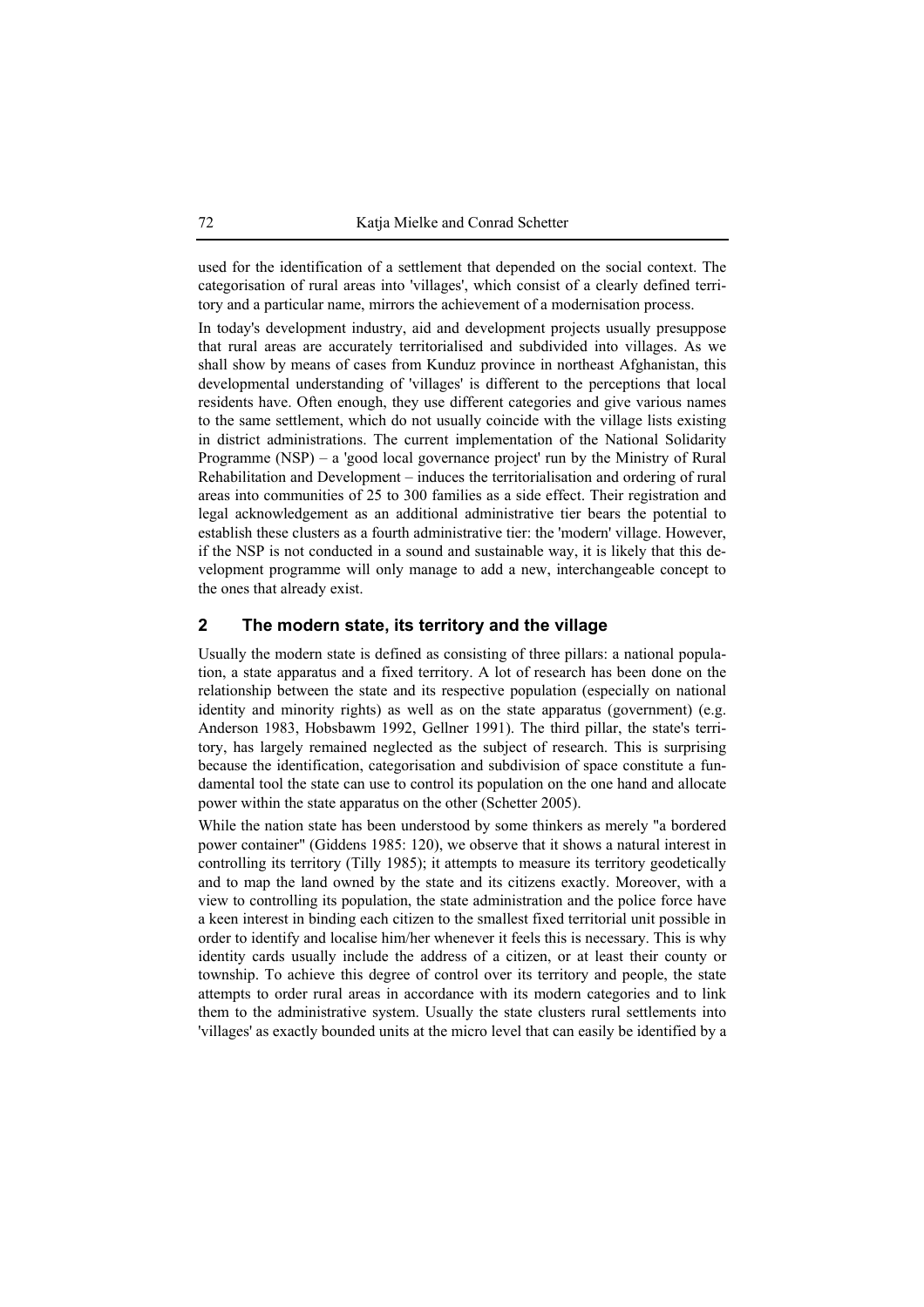used for the identification of a settlement that depended on the social context. The categorisation of rural areas into 'villages', which consist of a clearly defined territory and a particular name, mirrors the achievement of a modernisation process.

In today's development industry, aid and development projects usually presuppose that rural areas are accurately territorialised and subdivided into villages. As we shall show by means of cases from Kunduz province in northeast Afghanistan, this developmental understanding of 'villages' is different to the perceptions that local residents have. Often enough, they use different categories and give various names to the same settlement, which do not usually coincide with the village lists existing in district administrations. The current implementation of the National Solidarity Programme (NSP) – a 'good local governance project' run by the Ministry of Rural Rehabilitation and Development – induces the territorialisation and ordering of rural areas into communities of 25 to 300 families as a side effect. Their registration and legal acknowledgement as an additional administrative tier bears the potential to establish these clusters as a fourth administrative tier: the 'modern' village. However, if the NSP is not conducted in a sound and sustainable way, it is likely that this development programme will only manage to add a new, interchangeable concept to the ones that already exist.

## 2 The modern state, its territory and the village

Usually the modern state is defined as consisting of three pillars: a national population, a state apparatus and a fixed territory. A lot of research has been done on the relationship between the state and its respective population (especially on national identity and minority rights) as well as on the state apparatus (government) (e.g. Anderson 1983, Hobsbawm 1992, Gellner 1991). The third pillar, the state's territory, has largely remained neglected as the subject of research. This is surprising because the identification, categorisation and subdivision of space constitute a fundamental tool the state can use to control its population on the one hand and allocate power within the state apparatus on the other (Schetter 2005).

While the nation state has been understood by some thinkers as merely "a bordered power container" (Giddens 1985: 120), we observe that it shows a natural interest in controlling its territory (Tilly 1985); it attempts to measure its territory geodetically and to map the land owned by the state and its citizens exactly. Moreover, with a view to controlling its population, the state administration and the police force have a keen interest in binding each citizen to the smallest fixed territorial unit possible in order to identify and localise him/her whenever it feels this is necessary. This is why identity cards usually include the address of a citizen, or at least their county or township. To achieve this degree of control over its territory and people, the state attempts to order rural areas in accordance with its modern categories and to link them to the administrative system. Usually the state clusters rural settlements into 'villages' as exactly bounded units at the micro level that can easily be identified by a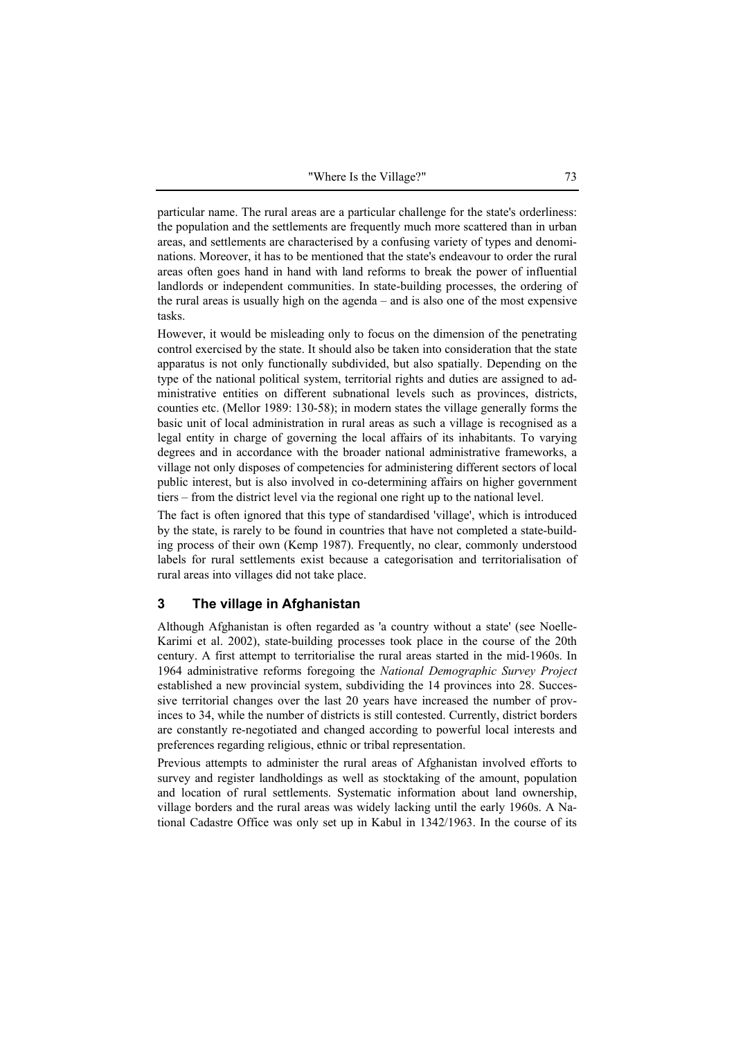particular name. The rural areas are a particular challenge for the state's orderliness: the population and the settlements are frequently much more scattered than in urban areas, and settlements are characterised by a confusing variety of types and denominations. Moreover, it has to be mentioned that the state's endeavour to order the rural areas often goes hand in hand with land reforms to break the power of influential landlords or independent communities. In state-building processes, the ordering of the rural areas is usually high on the agenda – and is also one of the most expensive tasks.

However, it would be misleading only to focus on the dimension of the penetrating control exercised by the state. It should also be taken into consideration that the state apparatus is not only functionally subdivided, but also spatially. Depending on the type of the national political system, territorial rights and duties are assigned to administrative entities on different subnational levels such as provinces, districts, counties etc. (Mellor 1989: 130-58); in modern states the village generally forms the basic unit of local administration in rural areas as such a village is recognised as a legal entity in charge of governing the local affairs of its inhabitants. To varying degrees and in accordance with the broader national administrative frameworks, a village not only disposes of competencies for administering different sectors of local public interest, but is also involved in co-determining affairs on higher government tiers – from the district level via the regional one right up to the national level.

The fact is often ignored that this type of standardised 'village', which is introduced by the state, is rarely to be found in countries that have not completed a state-building process of their own (Kemp 1987). Frequently, no clear, commonly understood labels for rural settlements exist because a categorisation and territorialisation of rural areas into villages did not take place.

## 3 The village in Afghanistan

Although Afghanistan is often regarded as 'a country without a state' (see Noelle-Karimi et al. 2002), state-building processes took place in the course of the 20th century. A first attempt to territorialise the rural areas started in the mid-1960s. In 1964 administrative reforms foregoing the *National Demographic Survey Project* established a new provincial system, subdividing the 14 provinces into 28. Successive territorial changes over the last 20 years have increased the number of provinces to 34, while the number of districts is still contested. Currently, district borders are constantly re-negotiated and changed according to powerful local interests and preferences regarding religious, ethnic or tribal representation.

Previous attempts to administer the rural areas of Afghanistan involved efforts to survey and register landholdings as well as stocktaking of the amount, population and location of rural settlements. Systematic information about land ownership, village borders and the rural areas was widely lacking until the early 1960s. A National Cadastre Office was only set up in Kabul in 1342/1963. In the course of its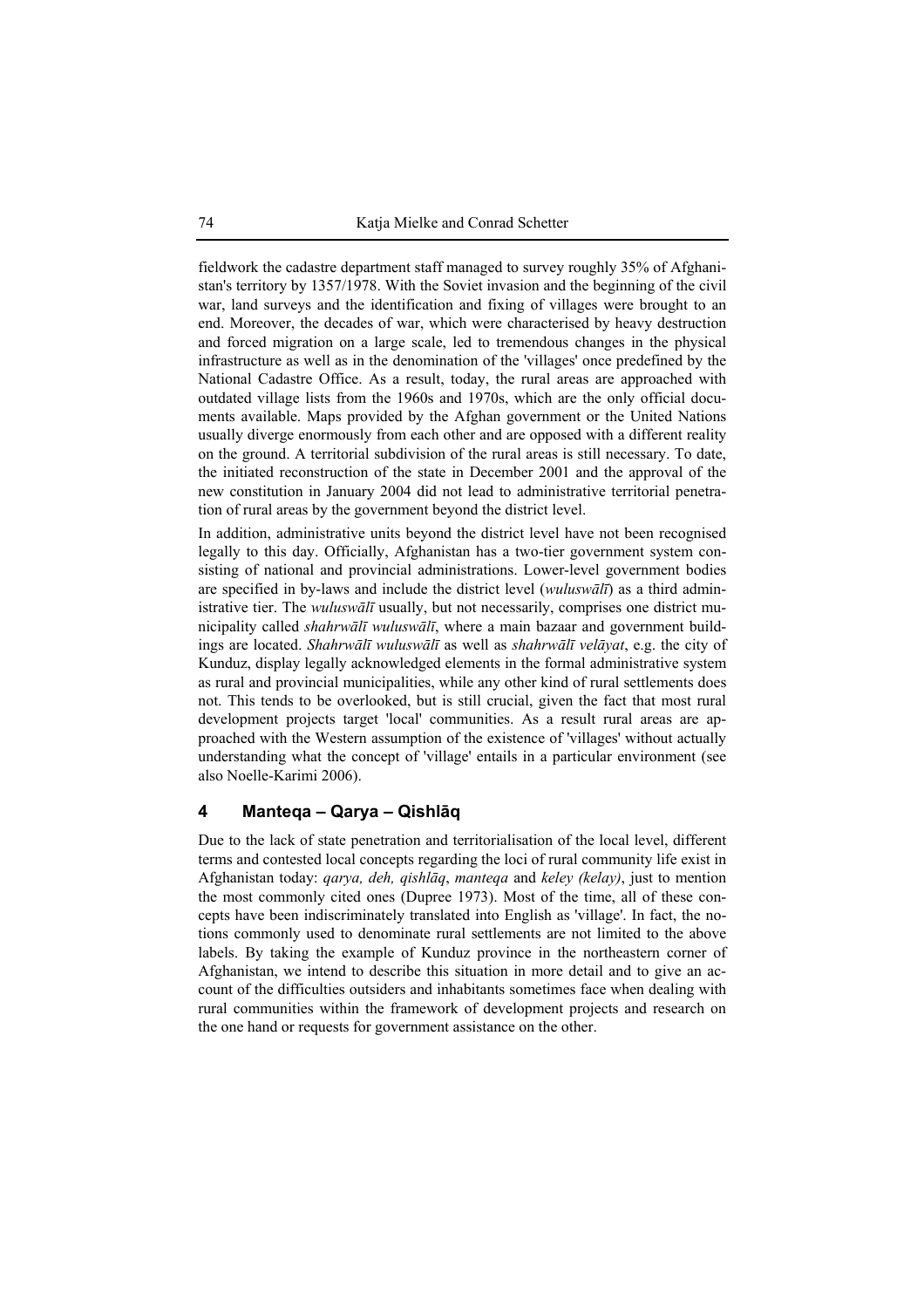fieldwork the cadastre department staff managed to survey roughly 35% of Afghanistan's territory by 1357/1978. With the Soviet invasion and the beginning of the civil war, land surveys and the identification and fixing of villages were brought to an end. Moreover, the decades of war, which were characterised by heavy destruction and forced migration on a large scale, led to tremendous changes in the physical infrastructure as well as in the denomination of the 'villages' once predefined by the National Cadastre Office. As a result, today, the rural areas are approached with outdated village lists from the 1960s and 1970s, which are the only official documents available. Maps provided by the Afghan government or the United Nations usually diverge enormously from each other and are opposed with a different reality on the ground. A territorial subdivision of the rural areas is still necessary. To date, the initiated reconstruction of the state in December 2001 and the approval of the new constitution in January 2004 did not lead to administrative territorial penetration of rural areas by the government beyond the district level.

In addition, administrative units beyond the district level have not been recognised legally to this day. Officially, Afghanistan has a two-tier government system consisting of national and provincial administrations. Lower-level government bodies are specified in by-laws and include the district level (*wuluswālī*) as a third administrative tier. The *wuluswālī* usually, but not necessarily, comprises one district municipality called *shahrwālī wuluswālī*, where a main bazaar and government buildings are located. *Shahrwālī wuluswālī* as well as *shahrwālī velāyat*, e.g. the city of Kunduz, display legally acknowledged elements in the formal administrative system as rural and provincial municipalities, while any other kind of rural settlements does not. This tends to be overlooked, but is still crucial, given the fact that most rural development projects target 'local' communities. As a result rural areas are approached with the Western assumption of the existence of 'villages' without actually understanding what the concept of 'village' entails in a particular environment (see also Noelle-Karimi 2006).

## 4 Manteqa – Qarya – Qishlāq

Due to the lack of state penetration and territorialisation of the local level, different terms and contested local concepts regarding the loci of rural community life exist in Afghanistan today: *qarya, deh, qishlāq*, *manteqa* and *keley (kelay)*, just to mention the most commonly cited ones (Dupree 1973). Most of the time, all of these concepts have been indiscriminately translated into English as 'village'. In fact, the notions commonly used to denominate rural settlements are not limited to the above labels. By taking the example of Kunduz province in the northeastern corner of Afghanistan, we intend to describe this situation in more detail and to give an account of the difficulties outsiders and inhabitants sometimes face when dealing with rural communities within the framework of development projects and research on the one hand or requests for government assistance on the other.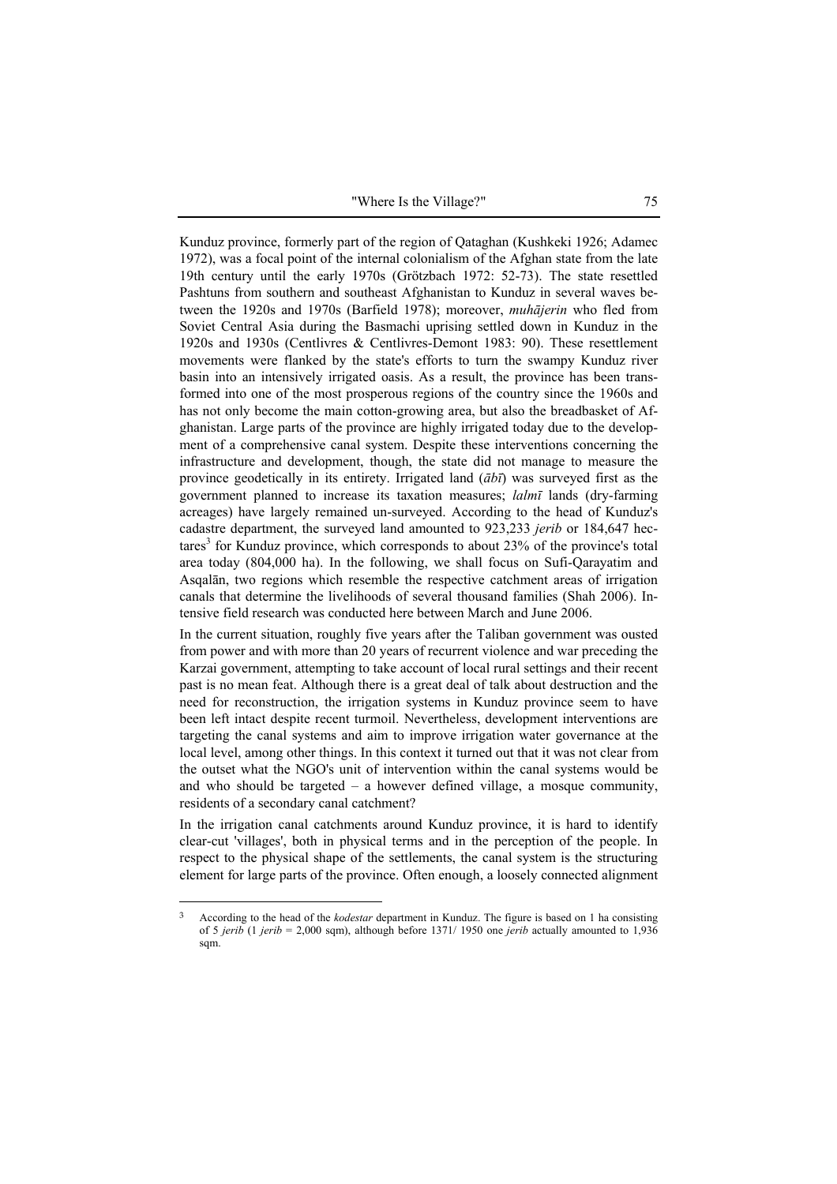Kunduz province, formerly part of the region of Qataghan (Kushkeki 1926; Adamec 1972), was a focal point of the internal colonialism of the Afghan state from the late 19th century until the early 1970s (Grötzbach 1972: 52-73). The state resettled Pashtuns from southern and southeast Afghanistan to Kunduz in several waves between the 1920s and 1970s (Barfield 1978); moreover, *muhājerin* who fled from Soviet Central Asia during the Basmachi uprising settled down in Kunduz in the 1920s and 1930s (Centlivres & Centlivres-Demont 1983: 90). These resettlement movements were flanked by the state's efforts to turn the swampy Kunduz river basin into an intensively irrigated oasis. As a result, the province has been transformed into one of the most prosperous regions of the country since the 1960s and has not only become the main cotton-growing area, but also the breadbasket of Afghanistan. Large parts of the province are highly irrigated today due to the development of a comprehensive canal system. Despite these interventions concerning the infrastructure and development, though, the state did not manage to measure the province geodetically in its entirety. Irrigated land (*ābī*) was surveyed first as the government planned to increase its taxation measures; *lalmī* lands (dry-farming acreages) have largely remained un-surveyed. According to the head of Kunduz's cadastre department, the surveyed land amounted to 923,233 *jerib* or 184,647 hectares[3] for Kunduz province, which corresponds to about 23% of the province's total area today (804,000 ha). In the following, we shall focus on Sufi-Qarayatim and Asqalān, two regions which resemble the respective catchment areas of irrigation canals that determine the livelihoods of several thousand families (Shah 2006). Intensive field research was conducted here between March and June 2006.

In the current situation, roughly five years after the Taliban government was ousted from power and with more than 20 years of recurrent violence and war preceding the Karzai government, attempting to take account of local rural settings and their recent past is no mean feat. Although there is a great deal of talk about destruction and the need for reconstruction, the irrigation systems in Kunduz province seem to have been left intact despite recent turmoil. Nevertheless, development interventions are targeting the canal systems and aim to improve irrigation water governance at the local level, among other things. In this context it turned out that it was not clear from the outset what the NGO's unit of intervention within the canal systems would be and who should be targeted – a however defined village, a mosque community, residents of a secondary canal catchment?

In the irrigation canal catchments around Kunduz province, it is hard to identify clear-cut 'villages', both in physical terms and in the perception of the people. In respect to the physical shape of the settlements, the canal system is the structuring element for large parts of the province. Often enough, a loosely connected alignment

---

[3] According to the head of the *kodestar* department in Kunduz. The figure is based on 1 ha consisting of 5 *jerib* (1 *jerib* = 2,000 sqm), although before 1371/ 1950 one *jerib* actually amounted to 1,936 sqm.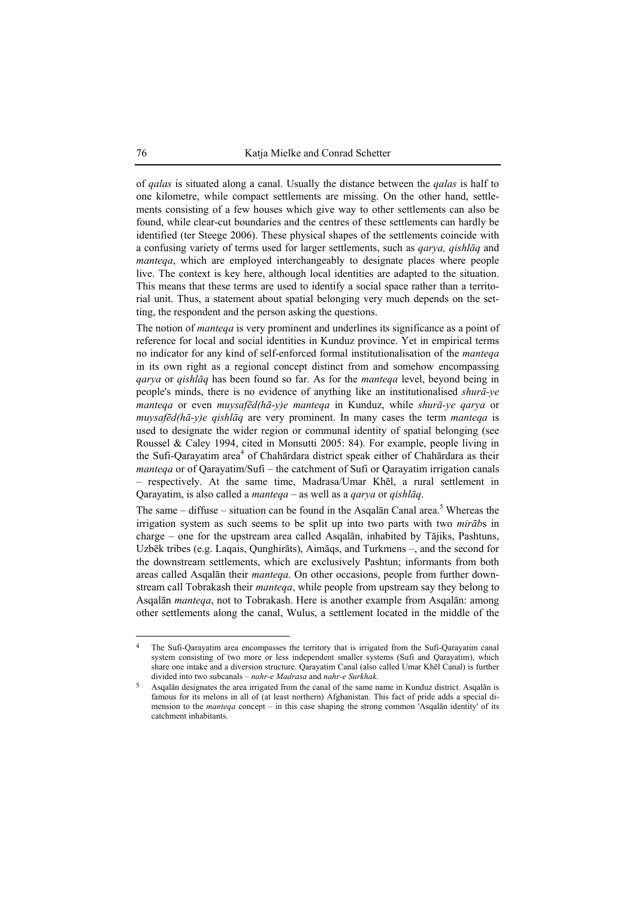of *qalas* is situated along a canal. Usually the distance between the *qalas* is half to one kilometre, while compact settlements are missing. On the other hand, settlements consisting of a few houses which give way to other settlements can also be found, while clear-cut boundaries and the centres of these settlements can hardly be identified (ter Steege 2006). These physical shapes of the settlements coincide with a confusing variety of terms used for larger settlements, such as *qarya, qishlāq* and *manteqa*, which are employed interchangeably to designate places where people live. The context is key here, although local identities are adapted to the situation. This means that these terms are used to identify a social space rather than a territorial unit. Thus, a statement about spatial belonging very much depends on the setting, the respondent and the person asking the questions.

The notion of *manteqa* is very prominent and underlines its significance as a point of reference for local and social identities in Kunduz province. Yet in empirical terms no indicator for any kind of self-enforced formal institutionalisation of the *manteqa* in its own right as a regional concept distinct from and somehow encompassing *qarya* or *qishlāq* has been found so far. As for the *manteqa* level, beyond being in people's minds, there is no evidence of anything like an institutionalised *shurā-ye manteqa* or even *muysafēd(hā-y)e manteqa* in Kunduz, while *shurā-ye qarya* or *muysafēd(hā-y)e qishlāq* are very prominent. In many cases the term *manteqa* is used to designate the wider region or communal identity of spatial belonging (see Roussel & Caley 1994, cited in Monsutti 2005: 84). For example, people living in the Sufi-Qarayatim area[4] of Chahārdara district speak either of Chahārdara as their *manteqa* or of Qarayatim/Sufi – the catchment of Sufi or Qarayatim irrigation canals – respectively. At the same time, Madrasa/Umar Khēl, a rural settlement in Qarayatim, is also called a *manteqa* – as well as a *qarya* or *qishlāq*.

The same – diffuse – situation can be found in the Asqalān Canal area.[5] Whereas the irrigation system as such seems to be split up into two parts with two *mirāb*s in charge – one for the upstream area called Asqalān, inhabited by Tājiks, Pashtuns, Uzbēk tribes (e.g. Laqais, Qunghirāts), Aimāqs, and Turkmens –, and the second for the downstream settlements, which are exclusively Pashtun; informants from both areas called Asqalān their *manteqa*. On other occasions, people from further downstream call Tobrakash their *manteqa*, while people from upstream say they belong to Asqalān *manteqa*, not to Tobrakash. Here is another example from Asqalān: among other settlements along the canal, Wulus, a settlement located in the middle of the

---

[4] The Sufi-Qarayatim area encompasses the territory that is irrigated from the Sufi-Qarayatim canal system consisting of two more or less independent smaller systems (Sufi and Qarayatim), which share one intake and a diversion structure. Qarayatim Canal (also called Umar Khēl Canal) is further divided into two subcanals – *nahr-e Madrasa* and *nahr-e Surkhak*.

[5] Asqalān designates the area irrigated from the canal of the same name in Kunduz district. Asqalān is famous for its melons in all of (at least northern) Afghanistan. This fact of pride adds a special dimension to the *manteqa* concept – in this case shaping the strong common 'Asqalān identity' of its catchment inhabitants.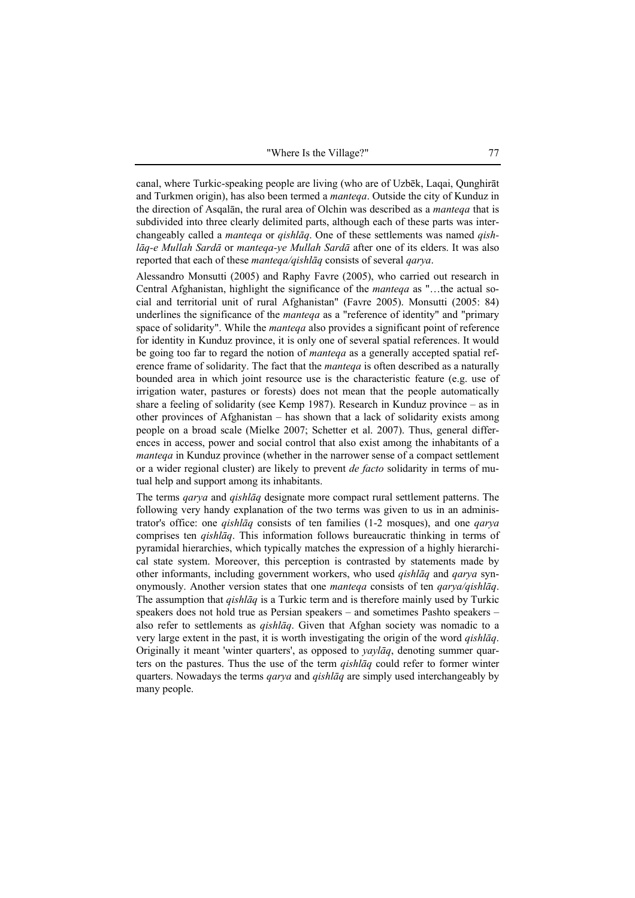canal, where Turkic-speaking people are living (who are of Uzbēk, Laqai, Qunghirāt and Turkmen origin), has also been termed a *manteqa*. Outside the city of Kunduz in the direction of Asqalān, the rural area of Olchin was described as a *manteqa* that is subdivided into three clearly delimited parts, although each of these parts was interchangeably called a *manteqa* or *qishlāq*. One of these settlements was named *qishlāq-e Mullah Sardā* or *manteqa-ye Mullah Sardā* after one of its elders. It was also reported that each of these *manteqa/qishlāq* consists of several *qarya*.

Alessandro Monsutti (2005) and Raphy Favre (2005), who carried out research in Central Afghanistan, highlight the significance of the *manteqa* as "…the actual social and territorial unit of rural Afghanistan" (Favre 2005). Monsutti (2005: 84) underlines the significance of the *manteqa* as a "reference of identity" and "primary space of solidarity". While the *manteqa* also provides a significant point of reference for identity in Kunduz province, it is only one of several spatial references. It would be going too far to regard the notion of *manteqa* as a generally accepted spatial reference frame of solidarity. The fact that the *manteqa* is often described as a naturally bounded area in which joint resource use is the characteristic feature (e.g. use of irrigation water, pastures or forests) does not mean that the people automatically share a feeling of solidarity (see Kemp 1987). Research in Kunduz province – as in other provinces of Afghanistan – has shown that a lack of solidarity exists among people on a broad scale (Mielke 2007; Schetter et al. 2007). Thus, general differences in access, power and social control that also exist among the inhabitants of a *manteqa* in Kunduz province (whether in the narrower sense of a compact settlement or a wider regional cluster) are likely to prevent *de facto* solidarity in terms of mutual help and support among its inhabitants.

The terms *qarya* and *qishlāq* designate more compact rural settlement patterns. The following very handy explanation of the two terms was given to us in an administrator's office: one *qishlāq* consists of ten families (1-2 mosques), and one *qarya* comprises ten *qishlāq*. This information follows bureaucratic thinking in terms of pyramidal hierarchies, which typically matches the expression of a highly hierarchical state system. Moreover, this perception is contrasted by statements made by other informants, including government workers, who used *qishlāq* and *qarya* synonymously. Another version states that one *manteqa* consists of ten *qarya/qishlāq*. The assumption that *qishlāq* is a Turkic term and is therefore mainly used by Turkic speakers does not hold true as Persian speakers – and sometimes Pashto speakers – also refer to settlements as *qishlāq*. Given that Afghan society was nomadic to a very large extent in the past, it is worth investigating the origin of the word *qishlāq*. Originally it meant 'winter quarters', as opposed to *yaylāq*, denoting summer quarters on the pastures. Thus the use of the term *qishlāq* could refer to former winter quarters. Nowadays the terms *qarya* and *qishlāq* are simply used interchangeably by many people.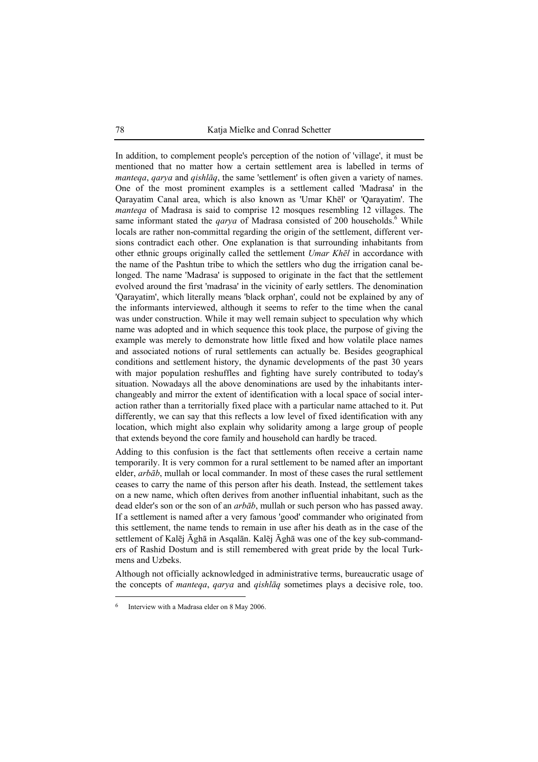In addition, to complement people's perception of the notion of 'village', it must be mentioned that no matter how a certain settlement area is labelled in terms of *manteqa*, *qarya* and *qishlāq*, the same 'settlement' is often given a variety of names. One of the most prominent examples is a settlement called 'Madrasa' in the Qarayatim Canal area, which is also known as 'Umar Khēl' or 'Qarayatim'. The *manteqa* of Madrasa is said to comprise 12 mosques resembling 12 villages. The same informant stated the *qarya* of Madrasa consisted of 200 households.[6] While locals are rather non-committal regarding the origin of the settlement, different versions contradict each other. One explanation is that surrounding inhabitants from other ethnic groups originally called the settlement *Umar Khēl* in accordance with the name of the Pashtun tribe to which the settlers who dug the irrigation canal belonged. The name 'Madrasa' is supposed to originate in the fact that the settlement evolved around the first 'madrasa' in the vicinity of early settlers. The denomination 'Qarayatim', which literally means 'black orphan', could not be explained by any of the informants interviewed, although it seems to refer to the time when the canal was under construction. While it may well remain subject to speculation why which name was adopted and in which sequence this took place, the purpose of giving the example was merely to demonstrate how little fixed and how volatile place names and associated notions of rural settlements can actually be. Besides geographical conditions and settlement history, the dynamic developments of the past 30 years with major population reshuffles and fighting have surely contributed to today's situation. Nowadays all the above denominations are used by the inhabitants interchangeably and mirror the extent of identification with a local space of social interaction rather than a territorially fixed place with a particular name attached to it. Put differently, we can say that this reflects a low level of fixed identification with any location, which might also explain why solidarity among a large group of people that extends beyond the core family and household can hardly be traced.

Adding to this confusion is the fact that settlements often receive a certain name temporarily. It is very common for a rural settlement to be named after an important elder, *arbāb*, mullah or local commander. In most of these cases the rural settlement ceases to carry the name of this person after his death. Instead, the settlement takes on a new name, which often derives from another influential inhabitant, such as the dead elder's son or the son of an *arbāb*, mullah or such person who has passed away. If a settlement is named after a very famous 'good' commander who originated from this settlement, the name tends to remain in use after his death as in the case of the settlement of Kalēj Āghā in Asqalān. Kalēj Āghā was one of the key sub-commanders of Rashid Dostum and is still remembered with great pride by the local Turkmens and Uzbeks.

Although not officially acknowledged in administrative terms, bureaucratic usage of the concepts of *manteqa*, *qarya* and *qishlāq* sometimes plays a decisive role, too.

---

[6] Interview with a Madrasa elder on 8 May 2006.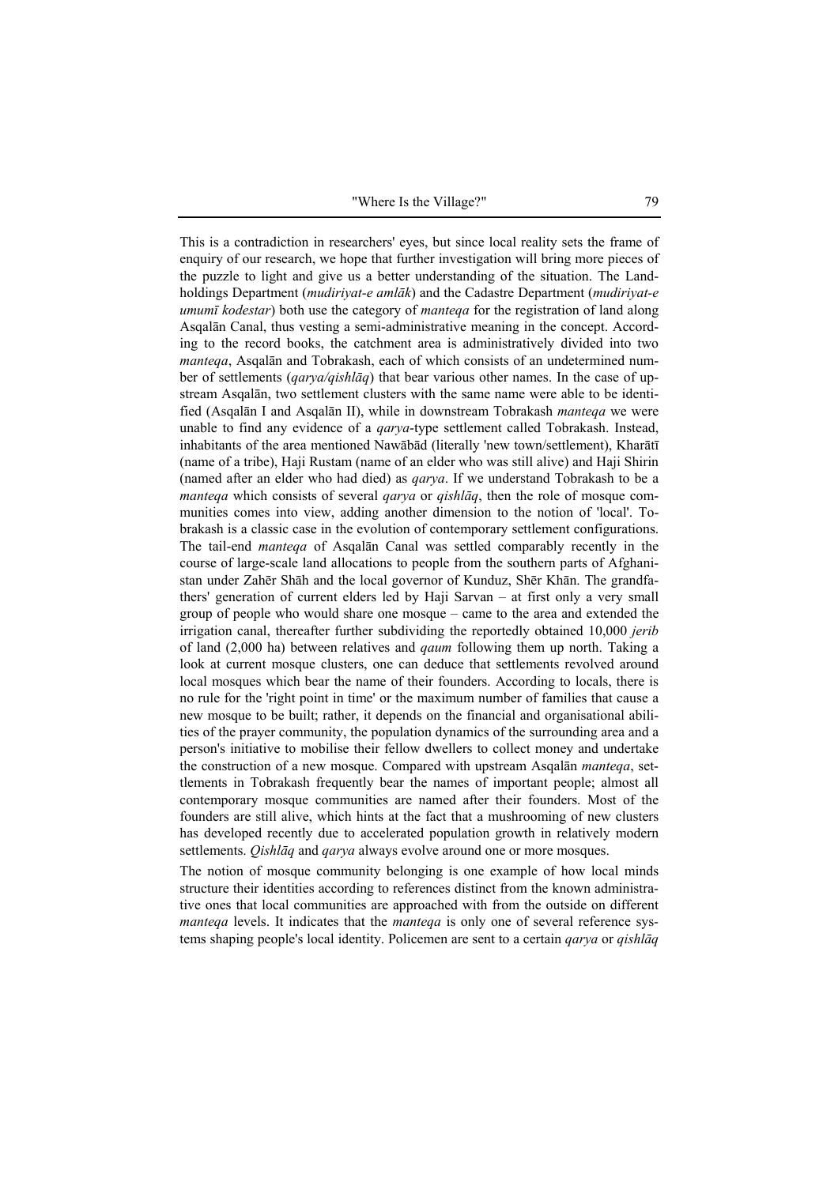This is a contradiction in researchers' eyes, but since local reality sets the frame of enquiry of our research, we hope that further investigation will bring more pieces of the puzzle to light and give us a better understanding of the situation. The Landholdings Department (*mudiriyat-e amlāk*) and the Cadastre Department (*mudiriyat-e umumī kodestar*) both use the category of *manteqa* for the registration of land along Asqalān Canal, thus vesting a semi-administrative meaning in the concept. According to the record books, the catchment area is administratively divided into two *manteqa*, Asqalān and Tobrakash, each of which consists of an undetermined number of settlements (*qarya/qishlāq*) that bear various other names. In the case of upstream Asqalān, two settlement clusters with the same name were able to be identified (Asqalān I and Asqalān II), while in downstream Tobrakash *manteqa* we were unable to find any evidence of a *qarya*-type settlement called Tobrakash. Instead, inhabitants of the area mentioned Nawābād (literally 'new town/settlement), Kharātī (name of a tribe), Haji Rustam (name of an elder who was still alive) and Haji Shirin (named after an elder who had died) as *qarya*. If we understand Tobrakash to be a *manteqa* which consists of several *qarya* or *qishlāq*, then the role of mosque communities comes into view, adding another dimension to the notion of 'local'. Tobrakash is a classic case in the evolution of contemporary settlement configurations. The tail-end *manteqa* of Asqalān Canal was settled comparably recently in the course of large-scale land allocations to people from the southern parts of Afghanistan under Zahēr Shāh and the local governor of Kunduz, Shēr Khān. The grandfathers' generation of current elders led by Haji Sarvan – at first only a very small group of people who would share one mosque – came to the area and extended the irrigation canal, thereafter further subdividing the reportedly obtained 10,000 *jerib* of land (2,000 ha) between relatives and *qaum* following them up north. Taking a look at current mosque clusters, one can deduce that settlements revolved around local mosques which bear the name of their founders. According to locals, there is no rule for the 'right point in time' or the maximum number of families that cause a new mosque to be built; rather, it depends on the financial and organisational abilities of the prayer community, the population dynamics of the surrounding area and a person's initiative to mobilise their fellow dwellers to collect money and undertake the construction of a new mosque. Compared with upstream Asqalān *manteqa*, settlements in Tobrakash frequently bear the names of important people; almost all contemporary mosque communities are named after their founders. Most of the founders are still alive, which hints at the fact that a mushrooming of new clusters has developed recently due to accelerated population growth in relatively modern settlements. *Qishlāq* and *qarya* always evolve around one or more mosques.

The notion of mosque community belonging is one example of how local minds structure their identities according to references distinct from the known administrative ones that local communities are approached with from the outside on different *manteqa* levels. It indicates that the *manteqa* is only one of several reference systems shaping people's local identity. Policemen are sent to a certain *qarya* or *qishlāq*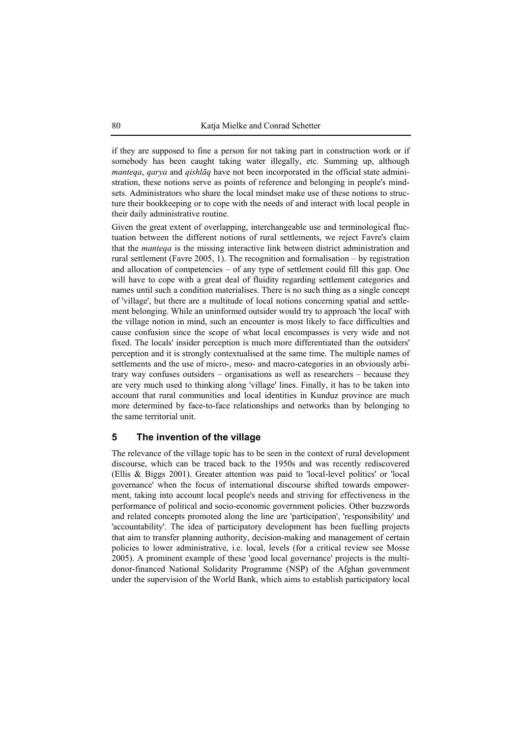if they are supposed to fine a person for not taking part in construction work or if somebody has been caught taking water illegally, etc. Summing up, although *manteqa*, *qarya* and *qishlāq* have not been incorporated in the official state administration, these notions serve as points of reference and belonging in people's mindsets. Administrators who share the local mindset make use of these notions to structure their bookkeeping or to cope with the needs of and interact with local people in their daily administrative routine.

Given the great extent of overlapping, interchangeable use and terminological fluctuation between the different notions of rural settlements, we reject Favre's claim that the *manteqa* is the missing interactive link between district administration and rural settlement (Favre 2005, 1). The recognition and formalisation – by registration and allocation of competencies – of any type of settlement could fill this gap. One will have to cope with a great deal of fluidity regarding settlement categories and names until such a condition materialises. There is no such thing as a single concept of 'village', but there are a multitude of local notions concerning spatial and settlement belonging. While an uninformed outsider would try to approach 'the local' with the village notion in mind, such an encounter is most likely to face difficulties and cause confusion since the scope of what local encompasses is very wide and not fixed. The locals' insider perception is much more differentiated than the outsiders' perception and it is strongly contextualised at the same time. The multiple names of settlements and the use of micro-, meso- and macro-categories in an obviously arbitrary way confuses outsiders – organisations as well as researchers – because they are very much used to thinking along 'village' lines. Finally, it has to be taken into account that rural communities and local identities in Kunduz province are much more determined by face-to-face relationships and networks than by belonging to the same territorial unit.

## 5 The invention of the village

The relevance of the village topic has to be seen in the context of rural development discourse, which can be traced back to the 1950s and was recently rediscovered (Ellis & Biggs 2001). Greater attention was paid to 'local-level politics' or 'local governance' when the focus of international discourse shifted towards empowerment, taking into account local people's needs and striving for effectiveness in the performance of political and socio-economic government policies. Other buzzwords and related concepts promoted along the line are 'participation', 'responsibility' and 'accountability'. The idea of participatory development has been fuelling projects that aim to transfer planning authority, decision-making and management of certain policies to lower administrative, i.e. local, levels (for a critical review see Mosse 2005). A prominent example of these 'good local governance' projects is the multi-donor-financed National Solidarity Programme (NSP) of the Afghan government under the supervision of the World Bank, which aims to establish participatory local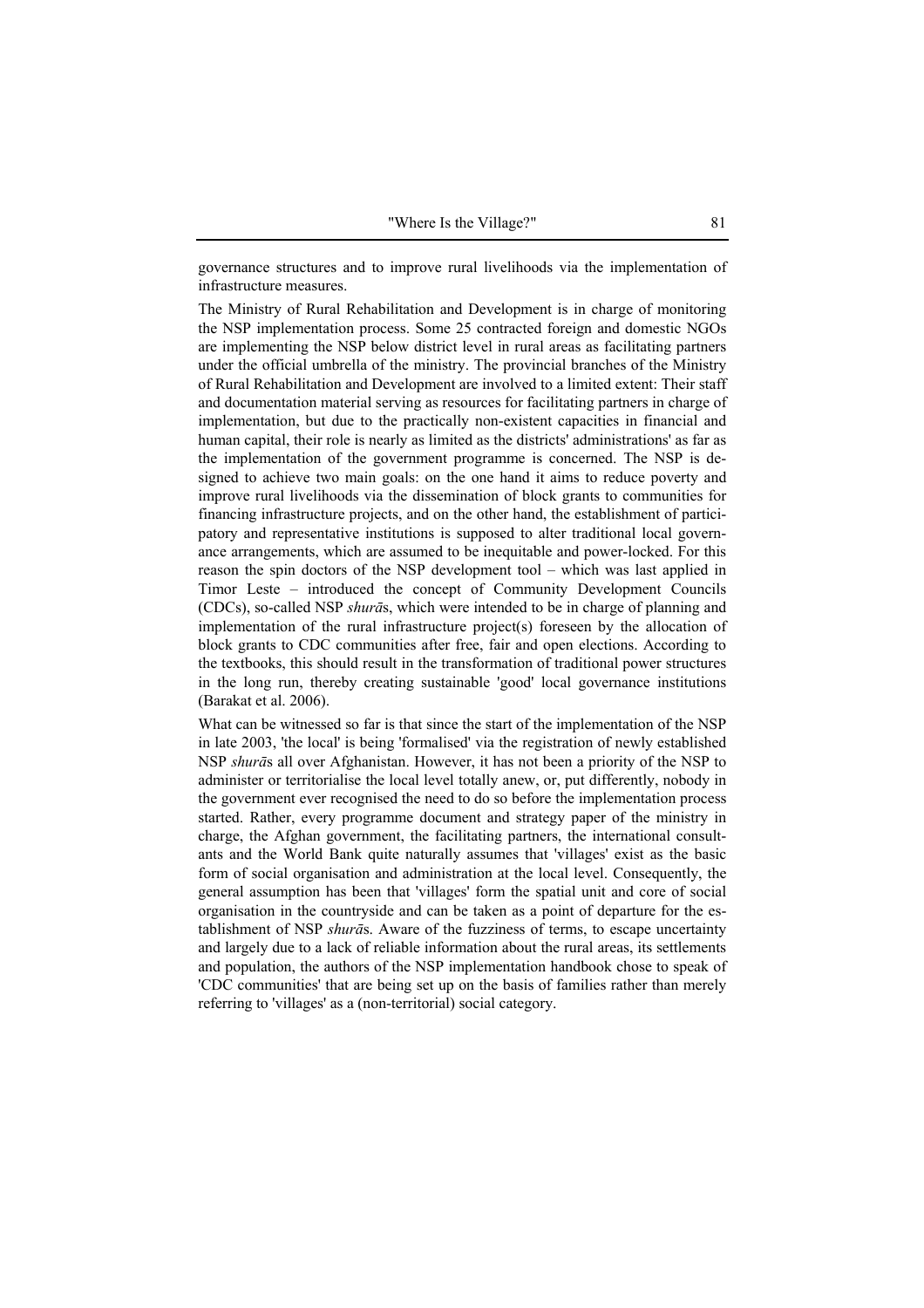governance structures and to improve rural livelihoods via the implementation of infrastructure measures.

The Ministry of Rural Rehabilitation and Development is in charge of monitoring the NSP implementation process. Some 25 contracted foreign and domestic NGOs are implementing the NSP below district level in rural areas as facilitating partners under the official umbrella of the ministry. The provincial branches of the Ministry of Rural Rehabilitation and Development are involved to a limited extent: Their staff and documentation material serving as resources for facilitating partners in charge of implementation, but due to the practically non-existent capacities in financial and human capital, their role is nearly as limited as the districts' administrations' as far as the implementation of the government programme is concerned. The NSP is designed to achieve two main goals: on the one hand it aims to reduce poverty and improve rural livelihoods via the dissemination of block grants to communities for financing infrastructure projects, and on the other hand, the establishment of participatory and representative institutions is supposed to alter traditional local governance arrangements, which are assumed to be inequitable and power-locked. For this reason the spin doctors of the NSP development tool – which was last applied in Timor Leste – introduced the concept of Community Development Councils (CDCs), so-called NSP *shurā*s, which were intended to be in charge of planning and implementation of the rural infrastructure project(s) foreseen by the allocation of block grants to CDC communities after free, fair and open elections. According to the textbooks, this should result in the transformation of traditional power structures in the long run, thereby creating sustainable 'good' local governance institutions (Barakat et al. 2006).

What can be witnessed so far is that since the start of the implementation of the NSP in late 2003, 'the local' is being 'formalised' via the registration of newly established NSP *shurā*s all over Afghanistan. However, it has not been a priority of the NSP to administer or territorialise the local level totally anew, or, put differently, nobody in the government ever recognised the need to do so before the implementation process started. Rather, every programme document and strategy paper of the ministry in charge, the Afghan government, the facilitating partners, the international consultants and the World Bank quite naturally assumes that 'villages' exist as the basic form of social organisation and administration at the local level. Consequently, the general assumption has been that 'villages' form the spatial unit and core of social organisation in the countryside and can be taken as a point of departure for the establishment of NSP *shurā*s. Aware of the fuzziness of terms, to escape uncertainty and largely due to a lack of reliable information about the rural areas, its settlements and population, the authors of the NSP implementation handbook chose to speak of 'CDC communities' that are being set up on the basis of families rather than merely referring to 'villages' as a (non-territorial) social category.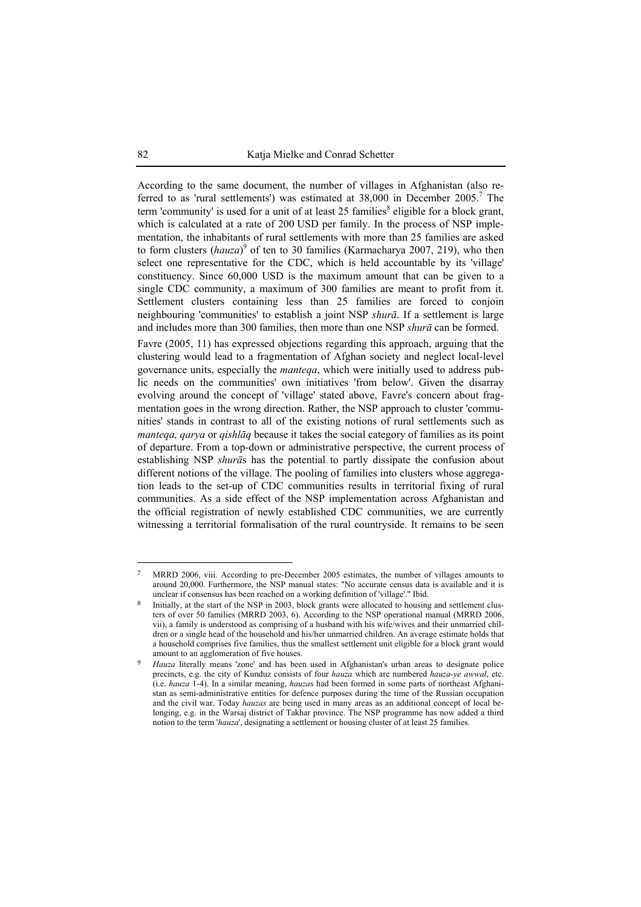According to the same document, the number of villages in Afghanistan (also referred to as 'rural settlements') was estimated at 38,000 in December 2005.[7] The term 'community' is used for a unit of at least 25 families[8] eligible for a block grant, which is calculated at a rate of 200 USD per family. In the process of NSP implementation, the inhabitants of rural settlements with more than 25 families are asked to form clusters (*hauza*)[9] of ten to 30 families (Karmacharya 2007, 219), who then select one representative for the CDC, which is held accountable by its 'village' constituency. Since 60,000 USD is the maximum amount that can be given to a single CDC community, a maximum of 300 families are meant to profit from it. Settlement clusters containing less than 25 families are forced to conjoin neighbouring 'communities' to establish a joint NSP *shurā*. If a settlement is large and includes more than 300 families, then more than one NSP *shurā* can be formed.

Favre (2005, 11) has expressed objections regarding this approach, arguing that the clustering would lead to a fragmentation of Afghan society and neglect local-level governance units, especially the *manteqa*, which were initially used to address public needs on the communities' own initiatives 'from below'. Given the disarray evolving around the concept of 'village' stated above, Favre's concern about fragmentation goes in the wrong direction. Rather, the NSP approach to cluster 'communities' stands in contrast to all of the existing notions of rural settlements such as *manteqa, qarya* or *qishlāq* because it takes the social category of families as its point of departure. From a top-down or administrative perspective, the current process of establishing NSP *shurā*s has the potential to partly dissipate the confusion about different notions of the village. The pooling of families into clusters whose aggregation leads to the set-up of CDC communities results in territorial fixing of rural communities. As a side effect of the NSP implementation across Afghanistan and the official registration of newly established CDC communities, we are currently witnessing a territorial formalisation of the rural countryside. It remains to be seen

---

[7] MRRD 2006, viii. According to pre-December 2005 estimates, the number of villages amounts to around 20,000. Furthermore, the NSP manual states: "No accurate census data is available and it is unclear if consensus has been reached on a working definition of 'village'." Ibid.

[8] Initially, at the start of the NSP in 2003, block grants were allocated to housing and settlement clusters of over 50 families (MRRD 2003, 6). According to the NSP operational manual (MRRD 2006, vii), a family is understood as comprising of a husband with his wife/wives and their unmarried children or a single head of the household and his/her unmarried children. An average estimate holds that a household comprises five families, thus the smallest settlement unit eligible for a block grant would amount to an agglomeration of five houses.

[9] *Hauza* literally means 'zone' and has been used in Afghanistan's urban areas to designate police precincts, e.g. the city of Kunduz consists of four *hauza* which are numbered *hauza-ye awwal*, etc. (i.e. *hauza* 1-4). In a similar meaning, *hauza*s had been formed in some parts of northeast Afghanistan as semi-administrative entities for defence purposes during the time of the Russian occupation and the civil war. Today *hauzas* are being used in many areas as an additional concept of local belonging, e.g. in the Warsaj district of Takhar province. The NSP programme has now added a third notion to the term '*hauza*', designating a settlement or housing cluster of at least 25 families.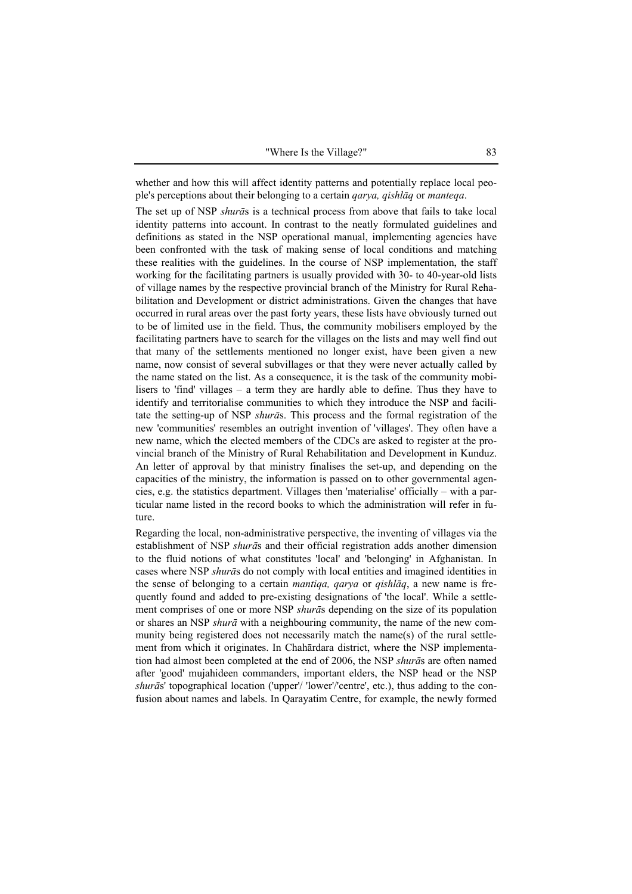whether and how this will affect identity patterns and potentially replace local people's perceptions about their belonging to a certain *qarya, qishlāq* or *manteqa*.

The set up of NSP *shurā*s is a technical process from above that fails to take local identity patterns into account. In contrast to the neatly formulated guidelines and definitions as stated in the NSP operational manual, implementing agencies have been confronted with the task of making sense of local conditions and matching these realities with the guidelines. In the course of NSP implementation, the staff working for the facilitating partners is usually provided with 30- to 40-year-old lists of village names by the respective provincial branch of the Ministry for Rural Rehabilitation and Development or district administrations. Given the changes that have occurred in rural areas over the past forty years, these lists have obviously turned out to be of limited use in the field. Thus, the community mobilisers employed by the facilitating partners have to search for the villages on the lists and may well find out that many of the settlements mentioned no longer exist, have been given a new name, now consist of several subvillages or that they were never actually called by the name stated on the list. As a consequence, it is the task of the community mobilisers to 'find' villages – a term they are hardly able to define. Thus they have to identify and territorialise communities to which they introduce the NSP and facilitate the setting-up of NSP *shurā*s. This process and the formal registration of the new 'communities' resembles an outright invention of 'villages'. They often have a new name, which the elected members of the CDCs are asked to register at the provincial branch of the Ministry of Rural Rehabilitation and Development in Kunduz. An letter of approval by that ministry finalises the set-up, and depending on the capacities of the ministry, the information is passed on to other governmental agencies, e.g. the statistics department. Villages then 'materialise' officially – with a particular name listed in the record books to which the administration will refer in future.

Regarding the local, non-administrative perspective, the inventing of villages via the establishment of NSP *shurā*s and their official registration adds another dimension to the fluid notions of what constitutes 'local' and 'belonging' in Afghanistan. In cases where NSP *shurā*s do not comply with local entities and imagined identities in the sense of belonging to a certain *mantiqa, qarya* or *qishlāq*, a new name is frequently found and added to pre-existing designations of 'the local'. While a settlement comprises of one or more NSP *shurā*s depending on the size of its population or shares an NSP *shurā* with a neighbouring community, the name of the new community being registered does not necessarily match the name(s) of the rural settlement from which it originates. In Chahārdara district, where the NSP implementation had almost been completed at the end of 2006, the NSP *shurā*s are often named after 'good' mujahideen commanders, important elders, the NSP head or the NSP *shurā*s' topographical location ('upper'/ 'lower'/'centre', etc.), thus adding to the confusion about names and labels. In Qarayatim Centre, for example, the newly formed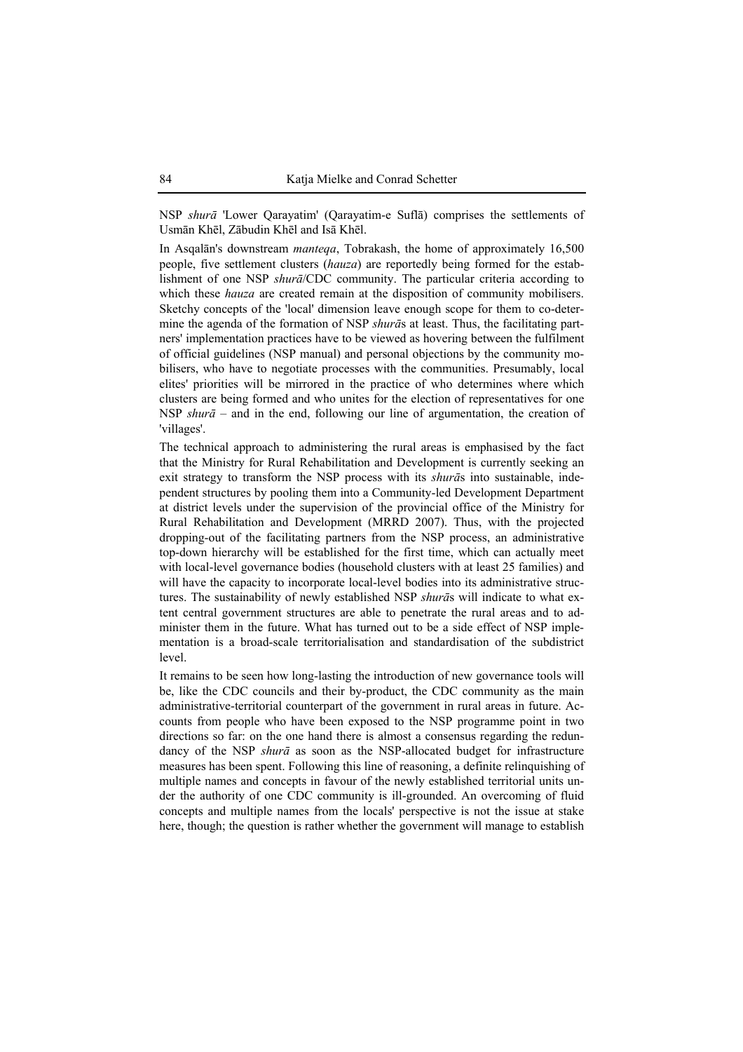NSP *shurā* 'Lower Qarayatim' (Qarayatim-e Suflā) comprises the settlements of Usmān Khēl, Zābudin Khēl and Isā Khēl.

In Asqalān's downstream *manteqa*, Tobrakash, the home of approximately 16,500 people, five settlement clusters (*hauza*) are reportedly being formed for the establishment of one NSP *shurā*/CDC community. The particular criteria according to which these *hauza* are created remain at the disposition of community mobilisers. Sketchy concepts of the 'local' dimension leave enough scope for them to co-determine the agenda of the formation of NSP *shurā*s at least. Thus, the facilitating partners' implementation practices have to be viewed as hovering between the fulfilment of official guidelines (NSP manual) and personal objections by the community mobilisers, who have to negotiate processes with the communities. Presumably, local elites' priorities will be mirrored in the practice of who determines where which clusters are being formed and who unites for the election of representatives for one NSP *shurā* – and in the end, following our line of argumentation, the creation of 'villages'.

The technical approach to administering the rural areas is emphasised by the fact that the Ministry for Rural Rehabilitation and Development is currently seeking an exit strategy to transform the NSP process with its *shurā*s into sustainable, independent structures by pooling them into a Community-led Development Department at district levels under the supervision of the provincial office of the Ministry for Rural Rehabilitation and Development (MRRD 2007). Thus, with the projected dropping-out of the facilitating partners from the NSP process, an administrative top-down hierarchy will be established for the first time, which can actually meet with local-level governance bodies (household clusters with at least 25 families) and will have the capacity to incorporate local-level bodies into its administrative structures. The sustainability of newly established NSP *shurā*s will indicate to what extent central government structures are able to penetrate the rural areas and to administer them in the future. What has turned out to be a side effect of NSP implementation is a broad-scale territorialisation and standardisation of the subdistrict level.

It remains to be seen how long-lasting the introduction of new governance tools will be, like the CDC councils and their by-product, the CDC community as the main administrative-territorial counterpart of the government in rural areas in future. Accounts from people who have been exposed to the NSP programme point in two directions so far: on the one hand there is almost a consensus regarding the redundancy of the NSP *shurā* as soon as the NSP-allocated budget for infrastructure measures has been spent. Following this line of reasoning, a definite relinquishing of multiple names and concepts in favour of the newly established territorial units under the authority of one CDC community is ill-grounded. An overcoming of fluid concepts and multiple names from the locals' perspective is not the issue at stake here, though; the question is rather whether the government will manage to establish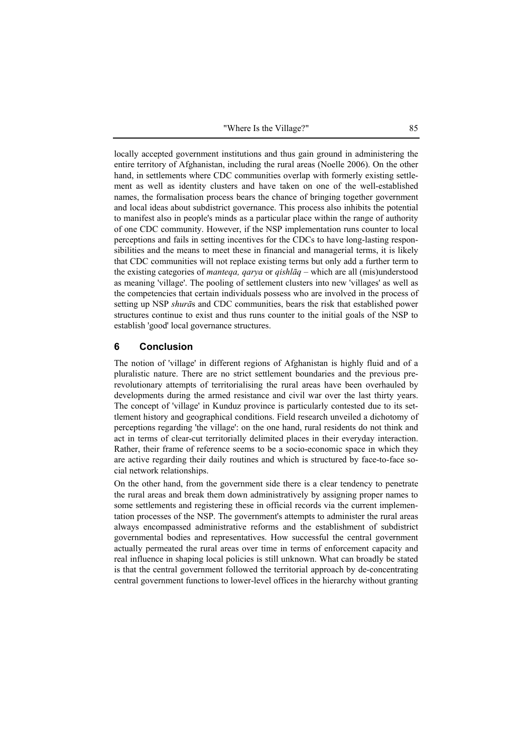locally accepted government institutions and thus gain ground in administering the entire territory of Afghanistan, including the rural areas (Noelle 2006). On the other hand, in settlements where CDC communities overlap with formerly existing settlement as well as identity clusters and have taken on one of the well-established names, the formalisation process bears the chance of bringing together government and local ideas about subdistrict governance. This process also inhibits the potential to manifest also in people's minds as a particular place within the range of authority of one CDC community. However, if the NSP implementation runs counter to local perceptions and fails in setting incentives for the CDCs to have long-lasting responsibilities and the means to meet these in financial and managerial terms, it is likely that CDC communities will not replace existing terms but only add a further term to the existing categories of *manteqa, qarya* or *qishlāq* – which are all (mis)understood as meaning 'village'. The pooling of settlement clusters into new 'villages' as well as the competencies that certain individuals possess who are involved in the process of setting up NSP *shurā*s and CDC communities, bears the risk that established power structures continue to exist and thus runs counter to the initial goals of the NSP to establish 'good' local governance structures.

## 6 Conclusion

The notion of 'village' in different regions of Afghanistan is highly fluid and of a pluralistic nature. There are no strict settlement boundaries and the previous pre-revolutionary attempts of territorialising the rural areas have been overhauled by developments during the armed resistance and civil war over the last thirty years. The concept of 'village' in Kunduz province is particularly contested due to its settlement history and geographical conditions. Field research unveiled a dichotomy of perceptions regarding 'the village': on the one hand, rural residents do not think and act in terms of clear-cut territorially delimited places in their everyday interaction. Rather, their frame of reference seems to be a socio-economic space in which they are active regarding their daily routines and which is structured by face-to-face social network relationships.

On the other hand, from the government side there is a clear tendency to penetrate the rural areas and break them down administratively by assigning proper names to some settlements and registering these in official records via the current implementation processes of the NSP. The government's attempts to administer the rural areas always encompassed administrative reforms and the establishment of subdistrict governmental bodies and representatives. How successful the central government actually permeated the rural areas over time in terms of enforcement capacity and real influence in shaping local policies is still unknown. What can broadly be stated is that the central government followed the territorial approach by de-concentrating central government functions to lower-level offices in the hierarchy without granting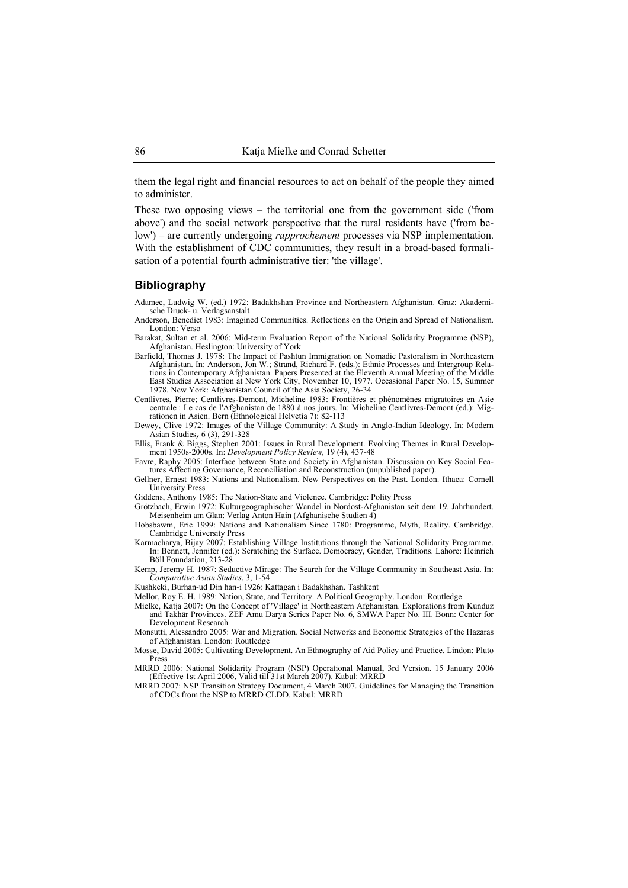them the legal right and financial resources to act on behalf of the people they aimed to administer.

These two opposing views – the territorial one from the government side ('from above') and the social network perspective that the rural residents have ('from below') – are currently undergoing *rapprochement* processes via NSP implementation. With the establishment of CDC communities, they result in a broad-based formalisation of a potential fourth administrative tier: 'the village'.

## Bibliography

Adamec, Ludwig W. (ed.) 1972: Badakhshan Province and Northeastern Afghanistan. Graz: Akademische Druck- u. Verlagsanstalt

Anderson, Benedict 1983: Imagined Communities. Reflections on the Origin and Spread of Nationalism. London: Verso

Barakat, Sultan et al. 2006: Mid-term Evaluation Report of the National Solidarity Programme (NSP), Afghanistan. Heslington: University of York

Barfield, Thomas J. 1978: The Impact of Pashtun Immigration on Nomadic Pastoralism in Northeastern Afghanistan. In: Anderson, Jon W.; Strand, Richard F. (eds.): Ethnic Processes and Intergroup Relations in Contemporary Afghanistan. Papers Presented at the Eleventh Annual Meeting of the Middle East Studies Association at New York City, November 10, 1977. Occasional Paper No. 15, Summer 1978. New York: Afghanistan Council of the Asia Society, 26-34

Centlivres, Pierre; Centlivres-Demont, Micheline 1983: Frontières et phénomènes migratoires en Asie centrale : Le cas de l'Afghanistan de 1880 à nos jours. In: Micheline Centlivres-Demont (ed.): Migrationen in Asien. Bern (Ethnological Helvetia 7): 82-113

Dewey, Clive 1972: Images of the Village Community: A Study in Anglo-Indian Ideology. In: Modern Asian Studies, 6 (3), 291-328

Ellis, Frank & Biggs, Stephen 2001: Issues in Rural Development. Evolving Themes in Rural Development 1950s-2000s. In: *Development Policy Review,* 19 (4), 437-48

Favre, Raphy 2005: Interface between State and Society in Afghanistan. Discussion on Key Social Features Affecting Governance, Reconciliation and Reconstruction (unpublished paper).

Gellner, Ernest 1983: Nations and Nationalism. New Perspectives on the Past. London. Ithaca: Cornell University Press

Giddens, Anthony 1985: The Nation-State and Violence. Cambridge: Polity Press

Grötzbach, Erwin 1972: Kulturgeographischer Wandel in Nordost-Afghanistan seit dem 19. Jahrhundert. Meisenheim am Glan: Verlag Anton Hain (Afghanische Studien 4)

Hobsbawm, Eric 1999: Nations and Nationalism Since 1780: Programme, Myth, Reality. Cambridge. Cambridge University Press

Karmacharya, Bijay 2007: Establishing Village Institutions through the National Solidarity Programme. In: Bennett, Jennifer (ed.): Scratching the Surface. Democracy, Gender, Traditions. Lahore: Heinrich Böll Foundation, 213-28

Kemp, Jeremy H. 1987: Seductive Mirage: The Search for the Village Community in Southeast Asia. In: *Comparative Asian Studies*, 3, 1-54

Kushkeki, Burhan-ud Din han-i 1926: Kattagan i Badakhshan. Tashkent

Mellor, Roy E. H. 1989: Nation, State, and Territory. A Political Geography. London: Routledge

Mielke, Katja 2007: On the Concept of 'Village' in Northeastern Afghanistan. Explorations from Kunduz and Takhār Provinces. ZEF Amu Darya Series Paper No. 6, SMWA Paper No. III. Bonn: Center for Development Research

Monsutti, Alessandro 2005: War and Migration. Social Networks and Economic Strategies of the Hazaras of Afghanistan. London: Routledge

Mosse, David 2005: Cultivating Development. An Ethnography of Aid Policy and Practice. Lindon: Pluto Press

MRRD 2006: National Solidarity Program (NSP) Operational Manual, 3rd Version. 15 January 2006 (Effective 1st April 2006, Valid till 31st March 2007). Kabul: MRRD

MRRD 2007: NSP Transition Strategy Document, 4 March 2007. Guidelines for Managing the Transition of CDCs from the NSP to MRRD CLDD. Kabul: MRRD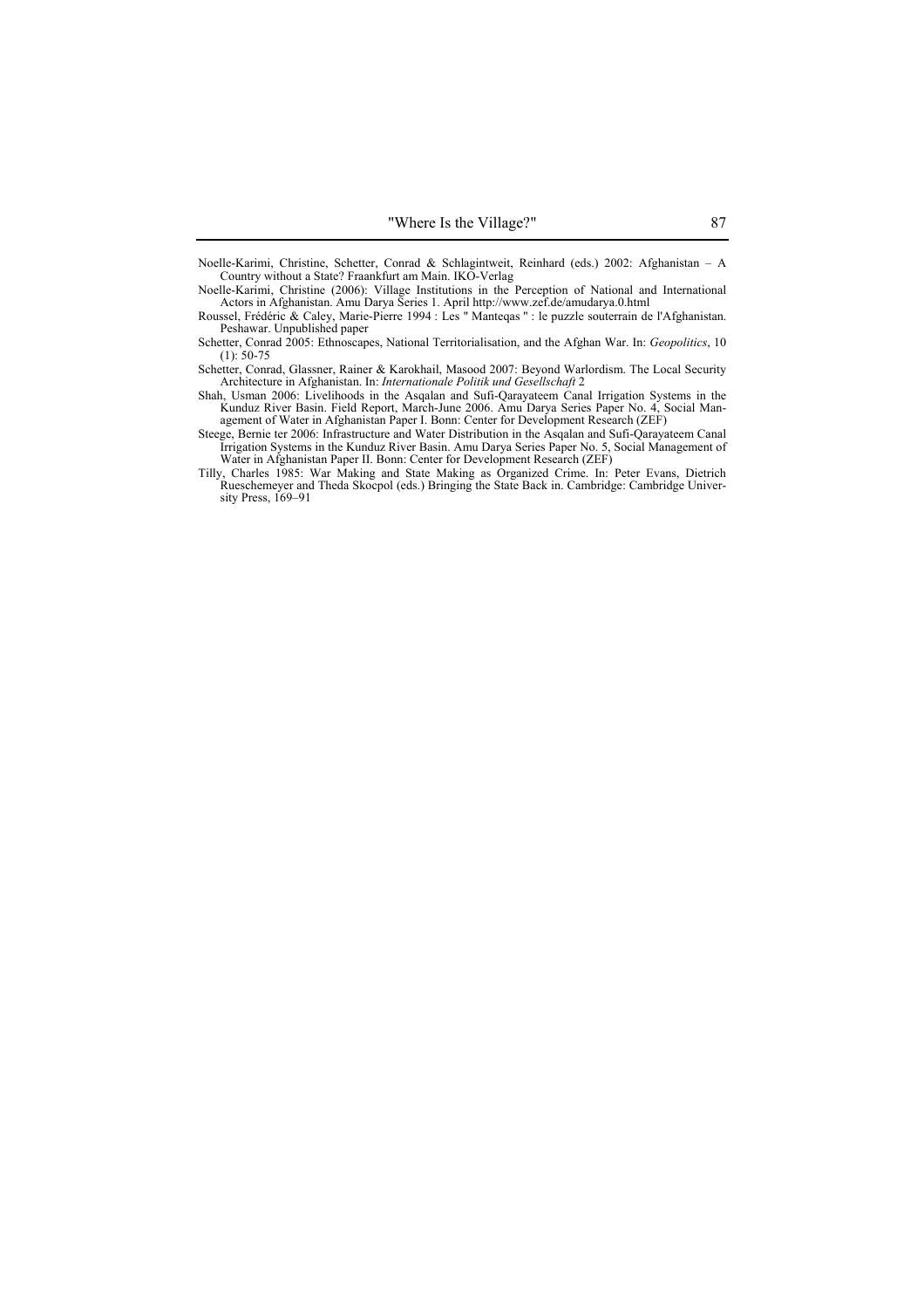Noelle-Karimi, Christine, Schetter, Conrad & Schlagintweit, Reinhard (eds.) 2002: Afghanistan – A Country without a State? Fraankfurt am Main. IKO-Verlag

Noelle-Karimi, Christine (2006): Village Institutions in the Perception of National and International Actors in Afghanistan. Amu Darya Series 1. April http://www.zef.de/amudarya.0.html

Roussel, Frédéric & Caley, Marie-Pierre 1994 : Les " Manteqas " : le puzzle souterrain de l'Afghanistan. Peshawar. Unpublished paper

Schetter, Conrad 2005: Ethnoscapes, National Territorialisation, and the Afghan War. In: *Geopolitics*, 10 (1): 50-75

Schetter, Conrad, Glassner, Rainer & Karokhail, Masood 2007: Beyond Warlordism. The Local Security Architecture in Afghanistan. In: *Internationale Politik und Gesellschaft* 2

Shah, Usman 2006: Livelihoods in the Asqalan and Sufi-Qarayateem Canal Irrigation Systems in the Kunduz River Basin. Field Report, March-June 2006. Amu Darya Series Paper No. 4, Social Management of Water in Afghanistan Paper I. Bonn: Center for Development Research (ZEF)

Steege, Bernie ter 2006: Infrastructure and Water Distribution in the Asqalan and Sufi-Qarayateem Canal Irrigation Systems in the Kunduz River Basin. Amu Darya Series Paper No. 5, Social Management of Water in Afghanistan Paper II. Bonn: Center for Development Research (ZEF)

Tilly, Charles 1985: War Making and State Making as Organized Crime. In: Peter Evans, Dietrich Rueschemeyer and Theda Skocpol (eds.) Bringing the State Back in. Cambridge: Cambridge University Press, 169–91